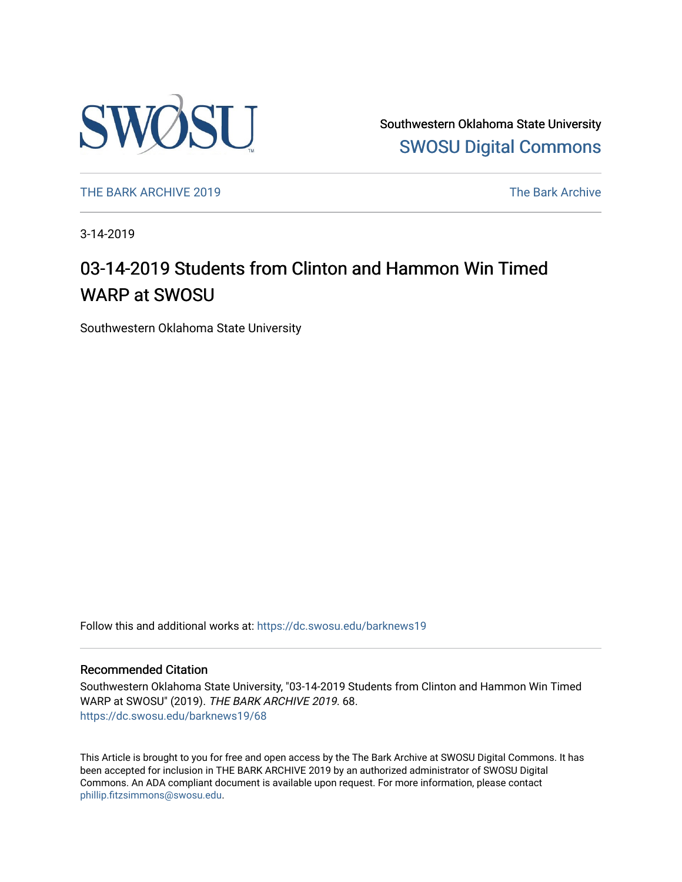Southwestern Oklahoma State University

SWOSU Digital Commons

THE BARK ARCHIVE 2019

The Bark Archive

3-14-2019

# 03-14-2019 Students from Clinton and Hammon Win Timed WARP at SWOSU

Southwestern Oklahoma State University

Follow this and additional works at: https://dc.swosu.edu/barknews19

## Recommended Citation

Southwestern Oklahoma State University, "03-14-2019 Students from Clinton and Hammon Win Timed WARP at SWOSU" (2019). *THE BARK ARCHIVE 2019*. 68.
https://dc.swosu.edu/barknews19/68

This Article is brought to you for free and open access by the The Bark Archive at SWOSU Digital Commons. It has been accepted for inclusion in THE BARK ARCHIVE 2019 by an authorized administrator of SWOSU Digital Commons. An ADA compliant document is available upon request. For more information, please contact phillip.fitzsimmons@swosu.edu.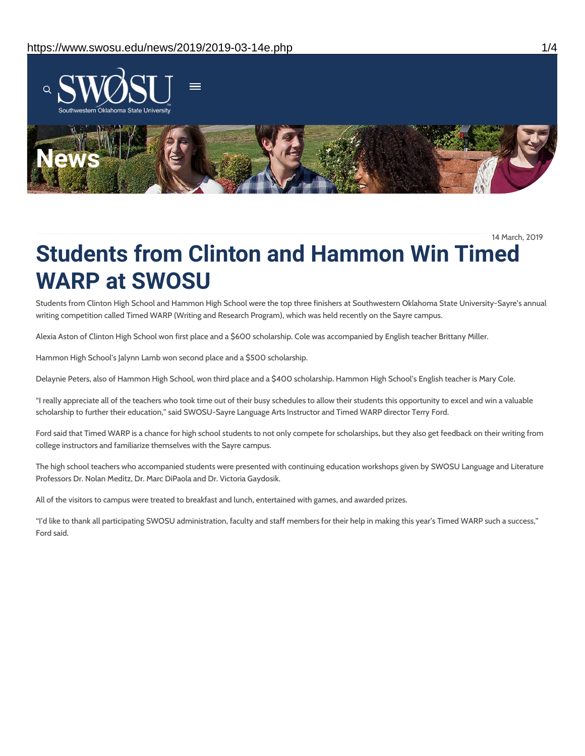14 March, 2019

# Students from Clinton and Hammon Win Timed WARP at SWOSU

Students from Clinton High School and Hammon High School were the top three finishers at Southwestern Oklahoma State University-Sayre's annual writing competition called Timed WARP (Writing and Research Program), which was held recently on the Sayre campus.

Alexia Aston of Clinton High School won first place and a $600 scholarship. Cole was accompanied by English teacher Brittany Miller.

Hammon High School's Jalynn Lamb won second place and a $500 scholarship.

Delaynie Peters, also of Hammon High School, won third place and a $400 scholarship. Hammon High School's English teacher is Mary Cole.

"I really appreciate all of the teachers who took time out of their busy schedules to allow their students this opportunity to excel and win a valuable scholarship to further their education," said SWOSU-Sayre Language Arts Instructor and Timed WARP director Terry Ford.

Ford said that Timed WARP is a chance for high school students to not only compete for scholarships, but they also get feedback on their writing from college instructors and familiarize themselves with the Sayre campus.

The high school teachers who accompanied students were presented with continuing education workshops given by SWOSU Language and Literature Professors Dr. Nolan Meditz, Dr. Marc DiPaola and Dr. Victoria Gaydosik.

All of the visitors to campus were treated to breakfast and lunch, entertained with games, and awarded prizes.

"I'd like to thank all participating SWOSU administration, faculty and staff members for their help in making this year's Timed WARP such a success," Ford said.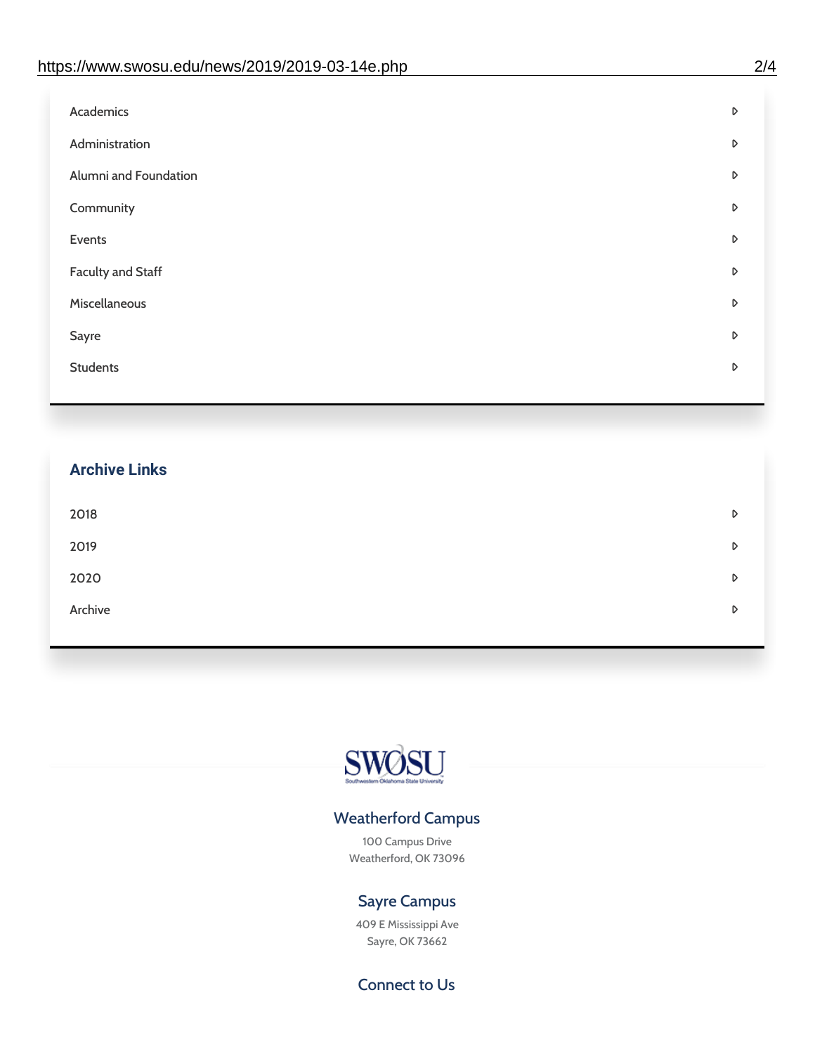- Academics
- Administration
- Alumni and Foundation
- Community
- Events
- Faculty and Staff
- Miscellaneous
- Sayre
- Students

## Archive Links

- 2018
- 2019
- 2020
- Archive

### Weatherford Campus

100 Campus Drive
Weatherford, OK 73096

### Sayre Campus

409 E Mississippi Ave
Sayre, OK 73662

### Connect to Us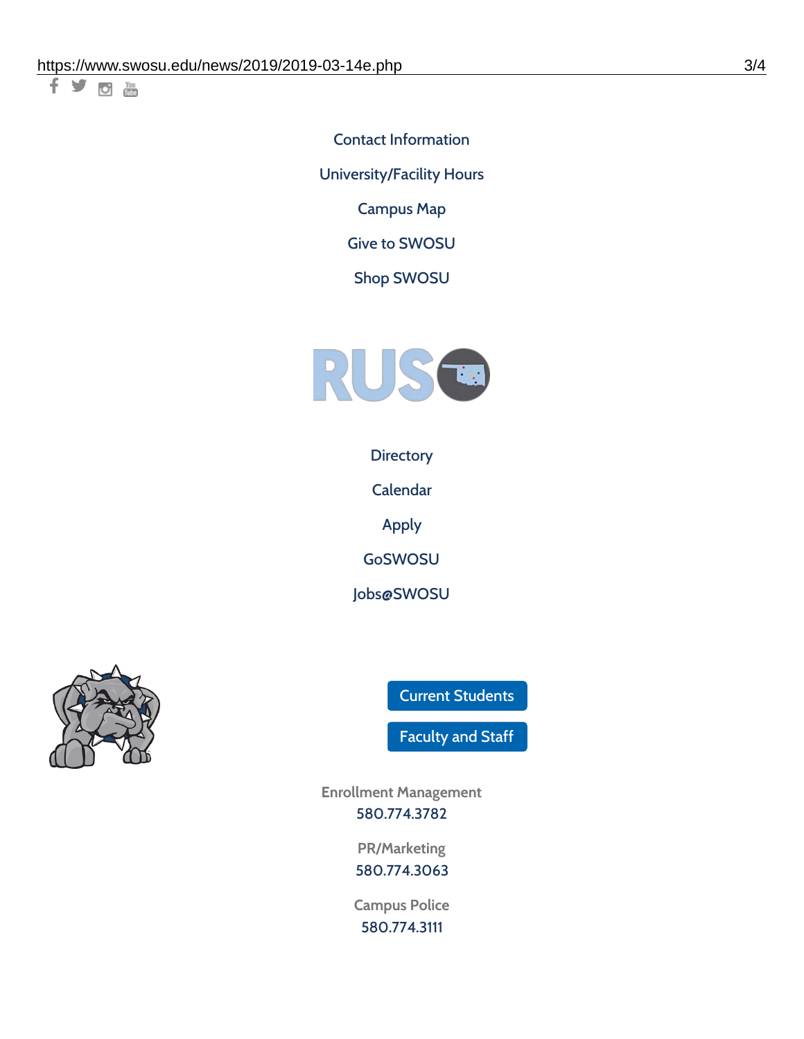Contact Information

University/Facility Hours

Campus Map

Give to SWOSU

Shop SWOSU

Directory

Calendar

Apply

GoSWOSU

Jobs@SWOSU

Current Students

Faculty and Staff

Enrollment Management
580.774.3782

PR/Marketing
580.774.3063

Campus Police
580.774.3111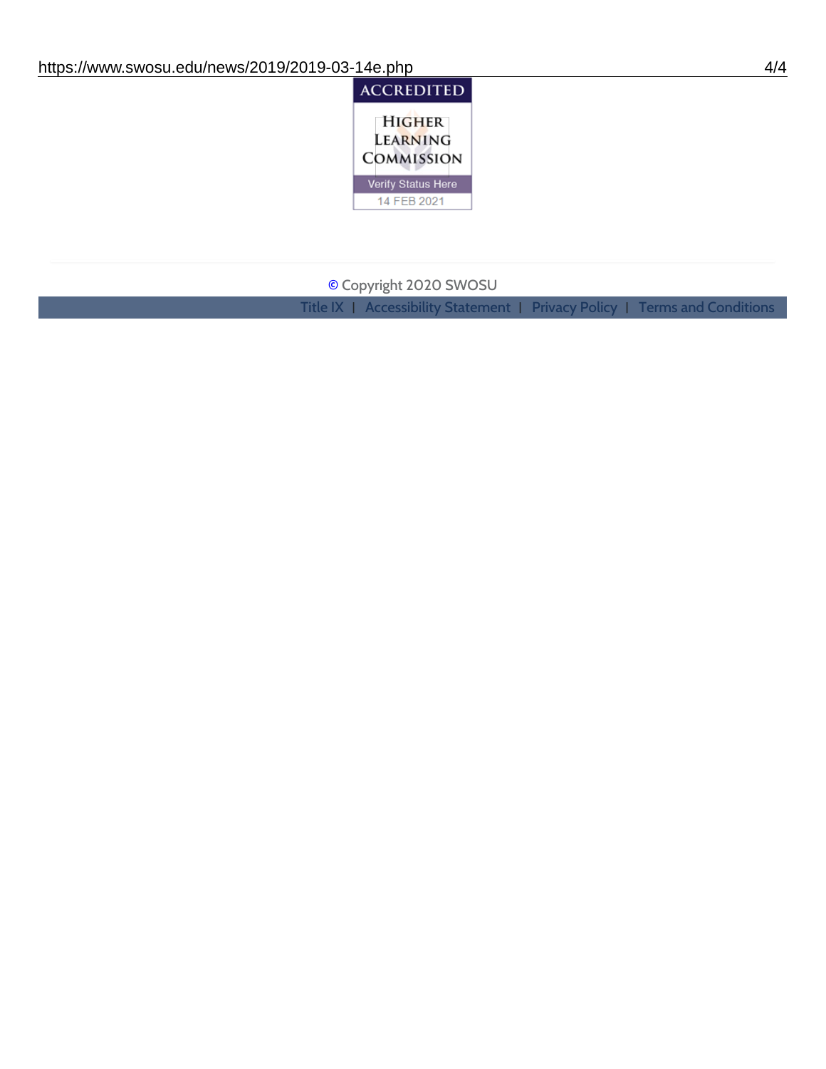ACCREDITED

HIGHER LEARNING COMMISSION

Verify Status Here

14 FEB 2021

© Copyright 2020 SWOSU

Title IX | Accessibility Statement | Privacy Policy | Terms and Conditions